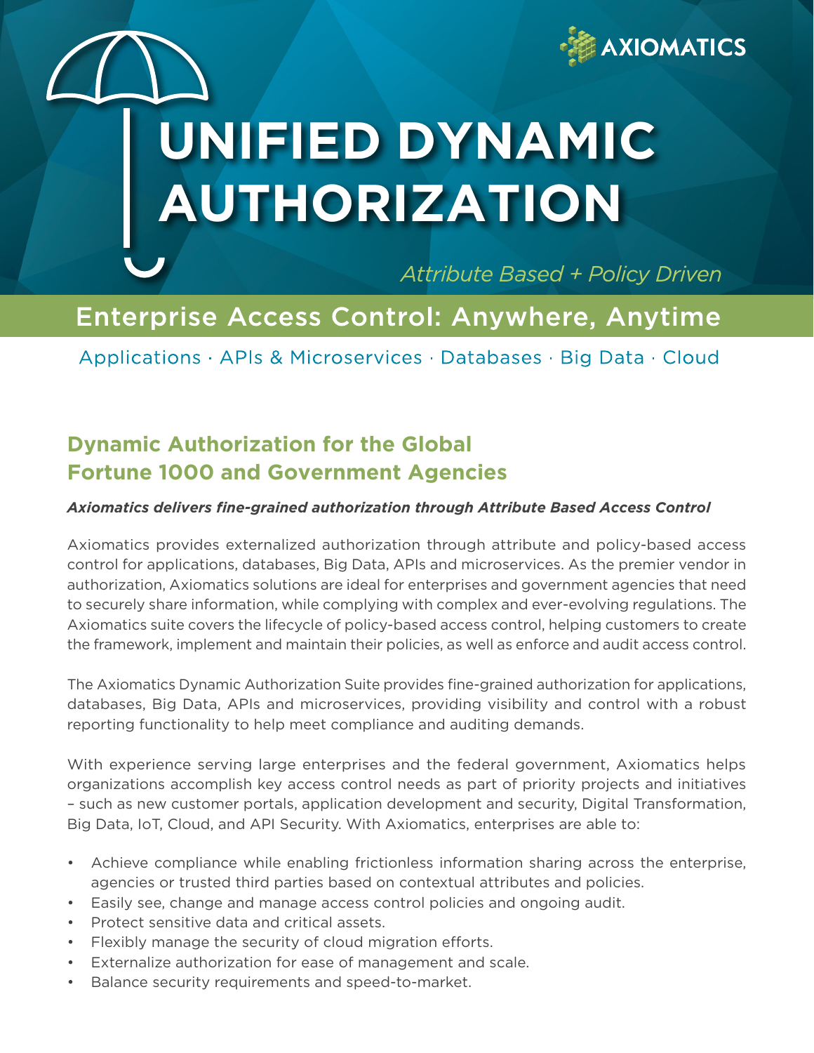AXIOMATICS

# UNIFIED DYNAMIC AUTHORIZATION

*Attribute Based + Policy Driven*

## Enterprise Access Control: Anywhere, Anytime

Applications · APIs & Microservices · Databases · Big Data · Cloud

### Dynamic Authorization for the Global Fortune 1000 and Government Agencies

***Axiomatics delivers fine-grained authorization through Attribute Based Access Control***

Axiomatics provides externalized authorization through attribute and policy-based access control for applications, databases, Big Data, APIs and microservices. As the premier vendor in authorization, Axiomatics solutions are ideal for enterprises and government agencies that need to securely share information, while complying with complex and ever-evolving regulations. The Axiomatics suite covers the lifecycle of policy-based access control, helping customers to create the framework, implement and maintain their policies, as well as enforce and audit access control.

The Axiomatics Dynamic Authorization Suite provides fine-grained authorization for applications, databases, Big Data, APIs and microservices, providing visibility and control with a robust reporting functionality to help meet compliance and auditing demands.

With experience serving large enterprises and the federal government, Axiomatics helps organizations accomplish key access control needs as part of priority projects and initiatives – such as new customer portals, application development and security, Digital Transformation, Big Data, IoT, Cloud, and API Security. With Axiomatics, enterprises are able to:

- Achieve compliance while enabling frictionless information sharing across the enterprise, agencies or trusted third parties based on contextual attributes and policies.
- Easily see, change and manage access control policies and ongoing audit.
- Protect sensitive data and critical assets.
- Flexibly manage the security of cloud migration efforts.
- Externalize authorization for ease of management and scale.
- Balance security requirements and speed-to-market.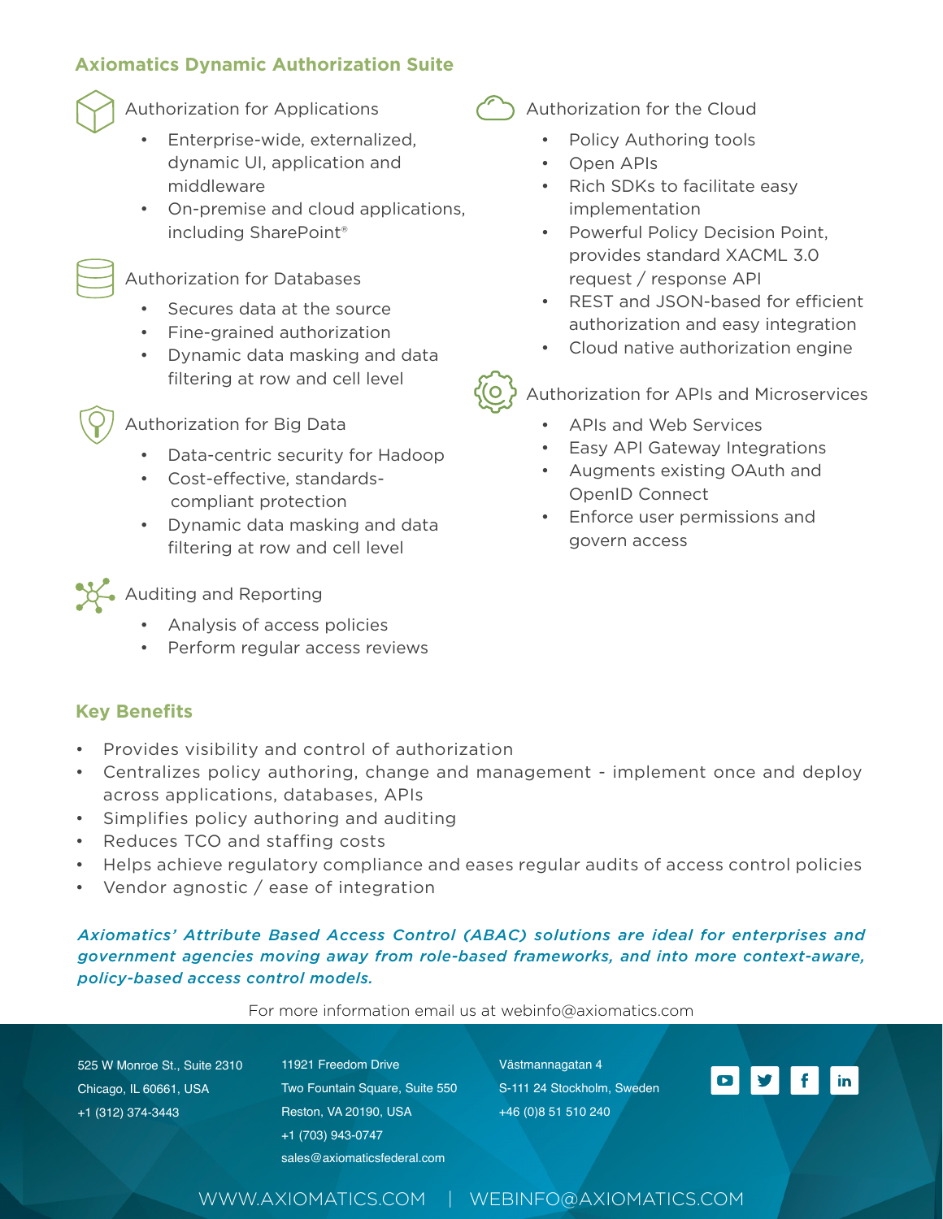## Axiomatics Dynamic Authorization Suite

### Authorization for Applications

- Enterprise-wide, externalized, dynamic UI, application and middleware
- On-premise and cloud applications, including SharePoint®

### Authorization for Databases

- Secures data at the source
- Fine-grained authorization
- Dynamic data masking and data filtering at row and cell level

### Authorization for Big Data

- Data-centric security for Hadoop
- Cost-effective, standards-compliant protection
- Dynamic data masking and data filtering at row and cell level

### Auditing and Reporting

- Analysis of access policies
- Perform regular access reviews

### Authorization for the Cloud

- Policy Authoring tools
- Open APIs
- Rich SDKs to facilitate easy implementation
- Powerful Policy Decision Point, provides standard XACML 3.0 request / response API
- REST and JSON-based for efficient authorization and easy integration
- Cloud native authorization engine

### Authorization for APIs and Microservices

- APIs and Web Services
- Easy API Gateway Integrations
- Augments existing OAuth and OpenID Connect
- Enforce user permissions and govern access

## Key Benefits

- Provides visibility and control of authorization
- Centralizes policy authoring, change and management - implement once and deploy across applications, databases, APIs
- Simplifies policy authoring and auditing
- Reduces TCO and staffing costs
- Helps achieve regulatory compliance and eases regular audits of access control policies
- Vendor agnostic / ease of integration

***Axiomatics' Attribute Based Access Control (ABAC) solutions are ideal for enterprises and government agencies moving away from role-based frameworks, and into more context-aware, policy-based access control models.***

For more information email us at webinfo@axiomatics.com

525 W Monroe St., Suite 2310
Chicago, IL 60661, USA
+1 (312) 374-3443

11921 Freedom Drive
Two Fountain Square, Suite 550
Reston, VA 20190, USA
+1 (703) 943-0747
sales@axiomaticsfederal.com

Västmannagatan 4
S-111 24 Stockholm, Sweden
+46 (0)8 51 510 240

WWW.AXIOMATICS.COM | WEBINFO@AXIOMATICS.COM